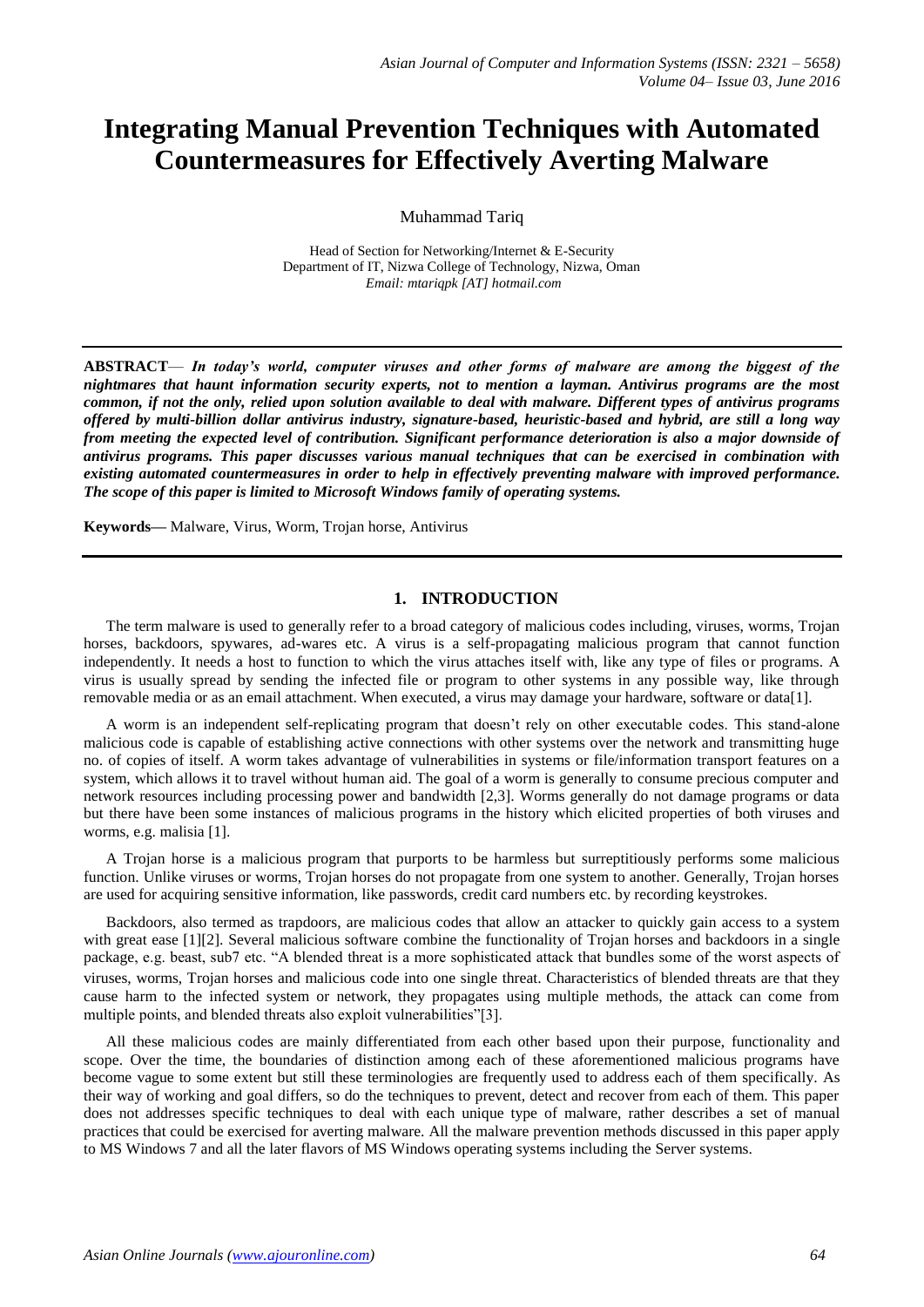# Integrating Manual Prevention Techniques with Automated Countermeasures for Effectively Averting Malware

Muhammad Tariq

Head of Section for Networking/Internet & E-Security
Department of IT, Nizwa College of Technology, Nizwa, Oman
*Email: mtariqpk [AT] hotmail.com*

---

**ABSTRACT**— ***In today's world, computer viruses and other forms of malware are among the biggest of the nightmares that haunt information security experts, not to mention a layman. Antivirus programs are the most common, if not the only, relied upon solution available to deal with malware. Different types of antivirus programs offered by multi-billion dollar antivirus industry, signature-based, heuristic-based and hybrid, are still a long way from meeting the expected level of contribution. Significant performance deterioration is also a major downside of antivirus programs. This paper discusses various manual techniques that can be exercised in combination with existing automated countermeasures in order to help in effectively preventing malware with improved performance. The scope of this paper is limited to Microsoft Windows family of operating systems.***

**Keywords—** Malware, Virus, Worm, Trojan horse, Antivirus

---

## 1. INTRODUCTION

The term malware is used to generally refer to a broad category of malicious codes including, viruses, worms, Trojan horses, backdoors, spywares, ad-wares etc. A virus is a self-propagating malicious program that cannot function independently. It needs a host to function to which the virus attaches itself with, like any type of files or programs. A virus is usually spread by sending the infected file or program to other systems in any possible way, like through removable media or as an email attachment. When executed, a virus may damage your hardware, software or data[1].

A worm is an independent self-replicating program that doesn't rely on other executable codes. This stand-alone malicious code is capable of establishing active connections with other systems over the network and transmitting huge no. of copies of itself. A worm takes advantage of vulnerabilities in systems or file/information transport features on a system, which allows it to travel without human aid. The goal of a worm is generally to consume precious computer and network resources including processing power and bandwidth [2,3]. Worms generally do not damage programs or data but there have been some instances of malicious programs in the history which elicited properties of both viruses and worms, e.g. malisia [1].

A Trojan horse is a malicious program that purports to be harmless but surreptitiously performs some malicious function. Unlike viruses or worms, Trojan horses do not propagate from one system to another. Generally, Trojan horses are used for acquiring sensitive information, like passwords, credit card numbers etc. by recording keystrokes.

Backdoors, also termed as trapdoors, are malicious codes that allow an attacker to quickly gain access to a system with great ease [1][2]. Several malicious software combine the functionality of Trojan horses and backdoors in a single package, e.g. beast, sub7 etc. "A blended threat is a more sophisticated attack that bundles some of the worst aspects of viruses, worms, Trojan horses and malicious code into one single threat. Characteristics of blended threats are that they cause harm to the infected system or network, they propagates using multiple methods, the attack can come from multiple points, and blended threats also exploit vulnerabilities"[3].

All these malicious codes are mainly differentiated from each other based upon their purpose, functionality and scope. Over the time, the boundaries of distinction among each of these aforementioned malicious programs have become vague to some extent but still these terminologies are frequently used to address each of them specifically. As their way of working and goal differs, so do the techniques to prevent, detect and recover from each of them. This paper does not addresses specific techniques to deal with each unique type of malware, rather describes a set of manual practices that could be exercised for averting malware. All the malware prevention methods discussed in this paper apply to MS Windows 7 and all the later flavors of MS Windows operating systems including the Server systems.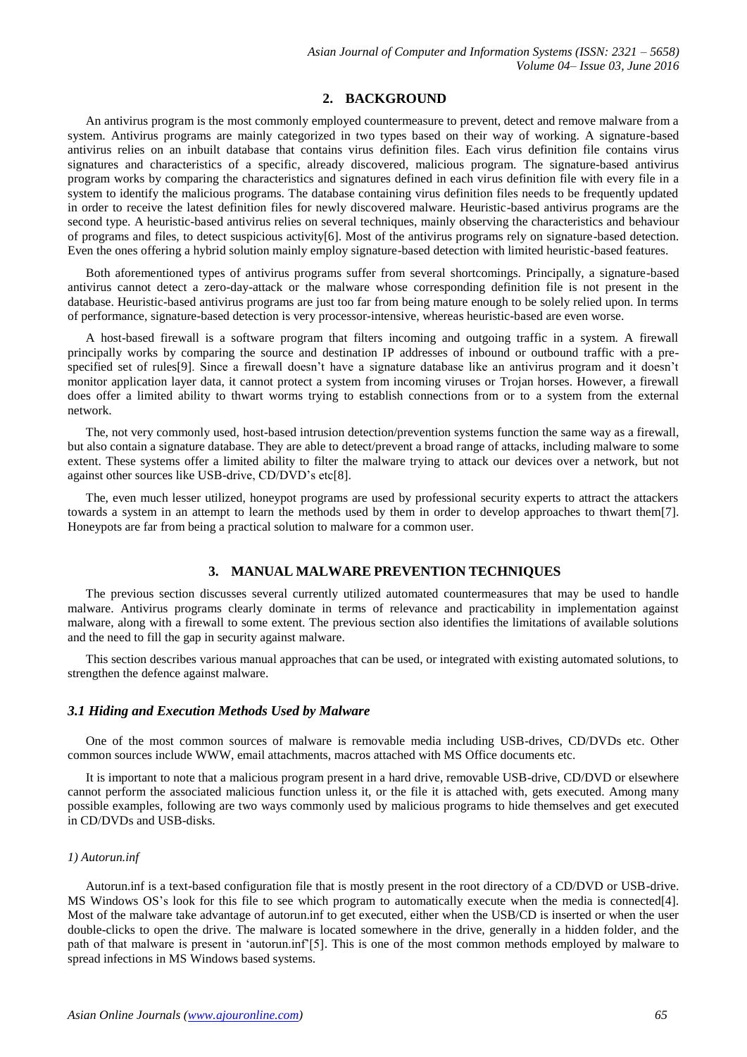## 2. BACKGROUND

An antivirus program is the most commonly employed countermeasure to prevent, detect and remove malware from a system. Antivirus programs are mainly categorized in two types based on their way of working. A signature-based antivirus relies on an inbuilt database that contains virus definition files. Each virus definition file contains virus signatures and characteristics of a specific, already discovered, malicious program. The signature-based antivirus program works by comparing the characteristics and signatures defined in each virus definition file with every file in a system to identify the malicious programs. The database containing virus definition files needs to be frequently updated in order to receive the latest definition files for newly discovered malware. Heuristic-based antivirus programs are the second type. A heuristic-based antivirus relies on several techniques, mainly observing the characteristics and behaviour of programs and files, to detect suspicious activity[6]. Most of the antivirus programs rely on signature-based detection. Even the ones offering a hybrid solution mainly employ signature-based detection with limited heuristic-based features.

Both aforementioned types of antivirus programs suffer from several shortcomings. Principally, a signature-based antivirus cannot detect a zero-day-attack or the malware whose corresponding definition file is not present in the database. Heuristic-based antivirus programs are just too far from being mature enough to be solely relied upon. In terms of performance, signature-based detection is very processor-intensive, whereas heuristic-based are even worse.

A host-based firewall is a software program that filters incoming and outgoing traffic in a system. A firewall principally works by comparing the source and destination IP addresses of inbound or outbound traffic with a pre-specified set of rules[9]. Since a firewall doesn't have a signature database like an antivirus program and it doesn't monitor application layer data, it cannot protect a system from incoming viruses or Trojan horses. However, a firewall does offer a limited ability to thwart worms trying to establish connections from or to a system from the external network.

The, not very commonly used, host-based intrusion detection/prevention systems function the same way as a firewall, but also contain a signature database. They are able to detect/prevent a broad range of attacks, including malware to some extent. These systems offer a limited ability to filter the malware trying to attack our devices over a network, but not against other sources like USB-drive, CD/DVD's etc[8].

The, even much lesser utilized, honeypot programs are used by professional security experts to attract the attackers towards a system in an attempt to learn the methods used by them in order to develop approaches to thwart them[7]. Honeypots are far from being a practical solution to malware for a common user.

## 3. MANUAL MALWARE PREVENTION TECHNIQUES

The previous section discusses several currently utilized automated countermeasures that may be used to handle malware. Antivirus programs clearly dominate in terms of relevance and practicability in implementation against malware, along with a firewall to some extent. The previous section also identifies the limitations of available solutions and the need to fill the gap in security against malware.

This section describes various manual approaches that can be used, or integrated with existing automated solutions, to strengthen the defence against malware.

### *3.1 Hiding and Execution Methods Used by Malware*

One of the most common sources of malware is removable media including USB-drives, CD/DVDs etc. Other common sources include WWW, email attachments, macros attached with MS Office documents etc.

It is important to note that a malicious program present in a hard drive, removable USB-drive, CD/DVD or elsewhere cannot perform the associated malicious function unless it, or the file it is attached with, gets executed. Among many possible examples, following are two ways commonly used by malicious programs to hide themselves and get executed in CD/DVDs and USB-disks.

#### *1) Autorun.inf*

Autorun.inf is a text-based configuration file that is mostly present in the root directory of a CD/DVD or USB-drive. MS Windows OS's look for this file to see which program to automatically execute when the media is connected[4]. Most of the malware take advantage of autorun.inf to get executed, either when the USB/CD is inserted or when the user double-clicks to open the drive. The malware is located somewhere in the drive, generally in a hidden folder, and the path of that malware is present in 'autorun.inf'[5]. This is one of the most common methods employed by malware to spread infections in MS Windows based systems.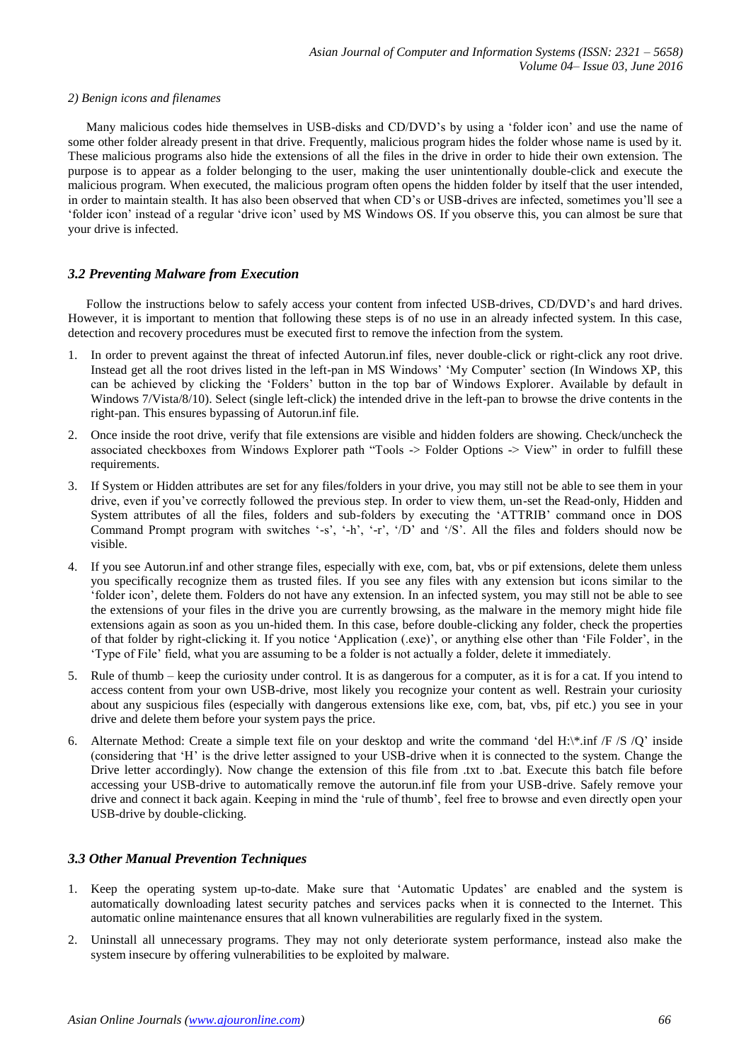*2) Benign icons and filenames*

Many malicious codes hide themselves in USB-disks and CD/DVD's by using a 'folder icon' and use the name of some other folder already present in that drive. Frequently, malicious program hides the folder whose name is used by it. These malicious programs also hide the extensions of all the files in the drive in order to hide their own extension. The purpose is to appear as a folder belonging to the user, making the user unintentionally double-click and execute the malicious program. When executed, the malicious program often opens the hidden folder by itself that the user intended, in order to maintain stealth. It has also been observed that when CD's or USB-drives are infected, sometimes you'll see a 'folder icon' instead of a regular 'drive icon' used by MS Windows OS. If you observe this, you can almost be sure that your drive is infected.

### *3.2 Preventing Malware from Execution*

Follow the instructions below to safely access your content from infected USB-drives, CD/DVD's and hard drives. However, it is important to mention that following these steps is of no use in an already infected system. In this case, detection and recovery procedures must be executed first to remove the infection from the system.

1. In order to prevent against the threat of infected Autorun.inf files, never double-click or right-click any root drive. Instead get all the root drives listed in the left-pan in MS Windows' 'My Computer' section (In Windows XP, this can be achieved by clicking the 'Folders' button in the top bar of Windows Explorer. Available by default in Windows 7/Vista/8/10). Select (single left-click) the intended drive in the left-pan to browse the drive contents in the right-pan. This ensures bypassing of Autorun.inf file.
2. Once inside the root drive, verify that file extensions are visible and hidden folders are showing. Check/uncheck the associated checkboxes from Windows Explorer path "Tools -> Folder Options -> View" in order to fulfill these requirements.
3. If System or Hidden attributes are set for any files/folders in your drive, you may still not be able to see them in your drive, even if you've correctly followed the previous step. In order to view them, un-set the Read-only, Hidden and System attributes of all the files, folders and sub-folders by executing the 'ATTRIB' command once in DOS Command Prompt program with switches '-s', '-h', '-r', '/D' and '/S'. All the files and folders should now be visible.
4. If you see Autorun.inf and other strange files, especially with exe, com, bat, vbs or pif extensions, delete them unless you specifically recognize them as trusted files. If you see any files with any extension but icons similar to the 'folder icon', delete them. Folders do not have any extension. In an infected system, you may still not be able to see the extensions of your files in the drive you are currently browsing, as the malware in the memory might hide file extensions again as soon as you un-hided them. In this case, before double-clicking any folder, check the properties of that folder by right-clicking it. If you notice 'Application (.exe)', or anything else other than 'File Folder', in the 'Type of File' field, what you are assuming to be a folder is not actually a folder, delete it immediately.
5. Rule of thumb – keep the curiosity under control. It is as dangerous for a computer, as it is for a cat. If you intend to access content from your own USB-drive, most likely you recognize your content as well. Restrain your curiosity about any suspicious files (especially with dangerous extensions like exe, com, bat, vbs, pif etc.) you see in your drive and delete them before your system pays the price.
6. Alternate Method: Create a simple text file on your desktop and write the command 'del H:\*.inf /F /S /Q' inside (considering that 'H' is the drive letter assigned to your USB-drive when it is connected to the system. Change the Drive letter accordingly). Now change the extension of this file from .txt to .bat. Execute this batch file before accessing your USB-drive to automatically remove the autorun.inf file from your USB-drive. Safely remove your drive and connect it back again. Keeping in mind the 'rule of thumb', feel free to browse and even directly open your USB-drive by double-clicking.

### *3.3 Other Manual Prevention Techniques*

1. Keep the operating system up-to-date. Make sure that 'Automatic Updates' are enabled and the system is automatically downloading latest security patches and services packs when it is connected to the Internet. This automatic online maintenance ensures that all known vulnerabilities are regularly fixed in the system.
2. Uninstall all unnecessary programs. They may not only deteriorate system performance, instead also make the system insecure by offering vulnerabilities to be exploited by malware.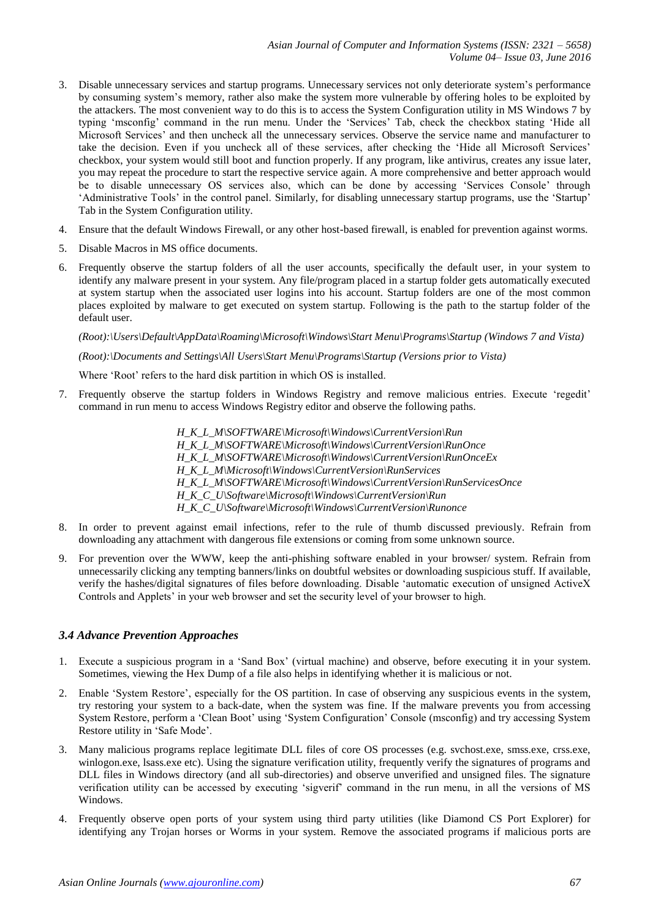3. Disable unnecessary services and startup programs. Unnecessary services not only deteriorate system's performance by consuming system's memory, rather also make the system more vulnerable by offering holes to be exploited by the attackers. The most convenient way to do this is to access the System Configuration utility in MS Windows 7 by typing 'msconfig' command in the run menu. Under the 'Services' Tab, check the checkbox stating 'Hide all Microsoft Services' and then uncheck all the unnecessary services. Observe the service name and manufacturer to take the decision. Even if you uncheck all of these services, after checking the 'Hide all Microsoft Services' checkbox, your system would still boot and function properly. If any program, like antivirus, creates any issue later, you may repeat the procedure to start the respective service again. A more comprehensive and better approach would be to disable unnecessary OS services also, which can be done by accessing 'Services Console' through 'Administrative Tools' in the control panel. Similarly, for disabling unnecessary startup programs, use the 'Startup' Tab in the System Configuration utility.
4. Ensure that the default Windows Firewall, or any other host-based firewall, is enabled for prevention against worms.
5. Disable Macros in MS office documents.
6. Frequently observe the startup folders of all the user accounts, specifically the default user, in your system to identify any malware present in your system. Any file/program placed in a startup folder gets automatically executed at system startup when the associated user logins into his account. Startup folders are one of the most common places exploited by malware to get executed on system startup. Following is the path to the startup folder of the default user.

   *(Root):\Users\Default\AppData\Roaming\Microsoft\Windows\Start Menu\Programs\Startup (Windows 7 and Vista)*

   *(Root):\Documents and Settings\All Users\Start Menu\Programs\Startup (Versions prior to Vista)*

   Where 'Root' refers to the hard disk partition in which OS is installed.
7. Frequently observe the startup folders in Windows Registry and remove malicious entries. Execute 'regedit' command in run menu to access Windows Registry editor and observe the following paths.

   *H_K_L_M\SOFTWARE\Microsoft\Windows\CurrentVersion\Run*
   *H_K_L_M\SOFTWARE\Microsoft\Windows\CurrentVersion\RunOnce*
   *H_K_L_M\SOFTWARE\Microsoft\Windows\CurrentVersion\RunOnceEx*
   *H_K_L_M\Microsoft\Windows\CurrentVersion\RunServices*
   *H_K_L_M\SOFTWARE\Microsoft\Windows\CurrentVersion\RunServicesOnce*
   *H_K_C_U\Software\Microsoft\Windows\CurrentVersion\Run*
   *H_K_C_U\Software\Microsoft\Windows\CurrentVersion\Runonce*
8. In order to prevent against email infections, refer to the rule of thumb discussed previously. Refrain from downloading any attachment with dangerous file extensions or coming from some unknown source.
9. For prevention over the WWW, keep the anti-phishing software enabled in your browser/ system. Refrain from unnecessarily clicking any tempting banners/links on doubtful websites or downloading suspicious stuff. If available, verify the hashes/digital signatures of files before downloading. Disable 'automatic execution of unsigned ActiveX Controls and Applets' in your web browser and set the security level of your browser to high.

### *3.4 Advance Prevention Approaches*

1. Execute a suspicious program in a 'Sand Box' (virtual machine) and observe, before executing it in your system. Sometimes, viewing the Hex Dump of a file also helps in identifying whether it is malicious or not.
2. Enable 'System Restore', especially for the OS partition. In case of observing any suspicious events in the system, try restoring your system to a back-date, when the system was fine. If the malware prevents you from accessing System Restore, perform a 'Clean Boot' using 'System Configuration' Console (msconfig) and try accessing System Restore utility in 'Safe Mode'.
3. Many malicious programs replace legitimate DLL files of core OS processes (e.g. svchost.exe, smss.exe, crss.exe, winlogon.exe, lsass.exe etc). Using the signature verification utility, frequently verify the signatures of programs and DLL files in Windows directory (and all sub-directories) and observe unverified and unsigned files. The signature verification utility can be accessed by executing 'sigverif' command in the run menu, in all the versions of MS Windows.
4. Frequently observe open ports of your system using third party utilities (like Diamond CS Port Explorer) for identifying any Trojan horses or Worms in your system. Remove the associated programs if malicious ports are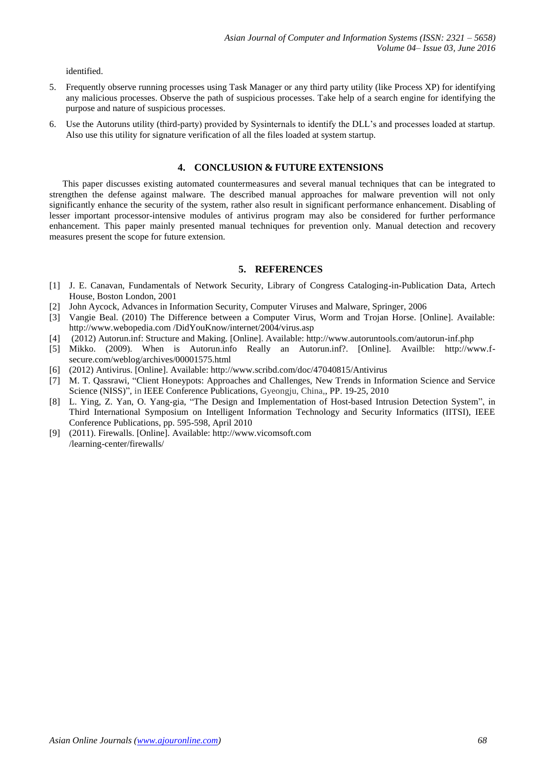identified.

5. Frequently observe running processes using Task Manager or any third party utility (like Process XP) for identifying any malicious processes. Observe the path of suspicious processes. Take help of a search engine for identifying the purpose and nature of suspicious processes.
6. Use the Autoruns utility (third-party) provided by Sysinternals to identify the DLL's and processes loaded at startup. Also use this utility for signature verification of all the files loaded at system startup.

## 4. CONCLUSION & FUTURE EXTENSIONS

This paper discusses existing automated countermeasures and several manual techniques that can be integrated to strengthen the defense against malware. The described manual approaches for malware prevention will not only significantly enhance the security of the system, rather also result in significant performance enhancement. Disabling of lesser important processor-intensive modules of antivirus program may also be considered for further performance enhancement. This paper mainly presented manual techniques for prevention only. Manual detection and recovery measures present the scope for future extension.

## 5. REFERENCES

[1] J. E. Canavan, Fundamentals of Network Security, Library of Congress Cataloging-in-Publication Data, Artech House, Boston London, 2001

[2] John Aycock, Advances in Information Security, Computer Viruses and Malware, Springer, 2006

[3] Vangie Beal. (2010) The Difference between a Computer Virus, Worm and Trojan Horse. [Online]. Available: http://www.webopedia.com /DidYouKnow/internet/2004/virus.asp

[4] (2012) Autorun.inf: Structure and Making. [Online]. Available: http://www.autoruntools.com/autorun-inf.php

[5] Mikko. (2009). When is Autorun.info Really an Autorun.inf?. [Online]. Availble: http://www.f-secure.com/weblog/archives/00001575.html

[6] (2012) Antivirus. [Online]. Available: http://www.scribd.com/doc/47040815/Antivirus

[7] M. T. Qassrawi, "Client Honeypots: Approaches and Challenges, New Trends in Information Science and Service Science (NISS)", in IEEE Conference Publications, Gyeongju, China,, PP. 19-25, 2010

[8] L. Ying, Z. Yan, O. Yang-gia, "The Design and Implementation of Host-based Intrusion Detection System", in Third International Symposium on Intelligent Information Technology and Security Informatics (IITSI), IEEE Conference Publications, pp. 595-598, April 2010

[9] (2011). Firewalls. [Online]. Available: http://www.vicomsoft.com /learning-center/firewalls/